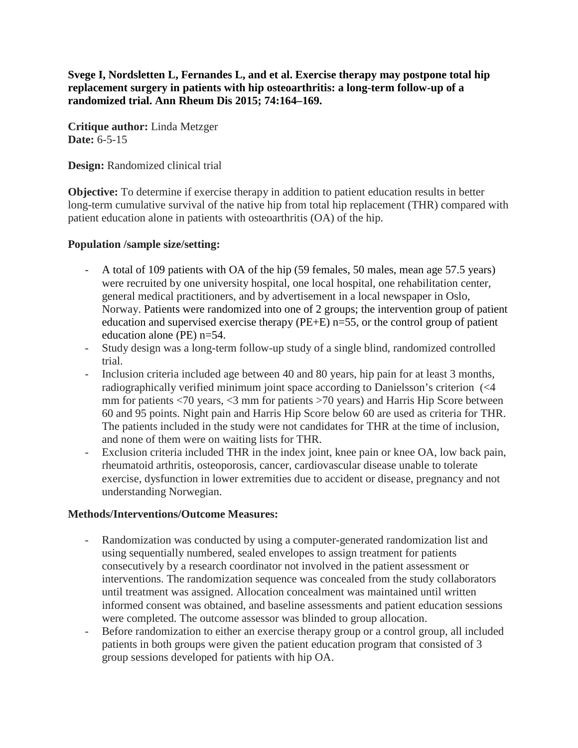**Svege I, Nordsletten L, Fernandes L, and et al. Exercise therapy may postpone total hip replacement surgery in patients with hip osteoarthritis: a long-term follow-up of a randomized trial. Ann Rheum Dis 2015; 74:164–169.**

**Critique author:** Linda Metzger
**Date:** 6-5-15

**Design:** Randomized clinical trial

**Objective:** To determine if exercise therapy in addition to patient education results in better long-term cumulative survival of the native hip from total hip replacement (THR) compared with patient education alone in patients with osteoarthritis (OA) of the hip.

**Population /sample size/setting:**

- A total of 109 patients with OA of the hip (59 females, 50 males, mean age 57.5 years) were recruited by one university hospital, one local hospital, one rehabilitation center, general medical practitioners, and by advertisement in a local newspaper in Oslo, Norway. Patients were randomized into one of 2 groups; the intervention group of patient education and supervised exercise therapy (PE+E) n=55, or the control group of patient education alone (PE) n=54.
- Study design was a long-term follow-up study of a single blind, randomized controlled trial.
- Inclusion criteria included age between 40 and 80 years, hip pain for at least 3 months, radiographically verified minimum joint space according to Danielsson's criterion (<4 mm for patients <70 years, <3 mm for patients >70 years) and Harris Hip Score between 60 and 95 points. Night pain and Harris Hip Score below 60 are used as criteria for THR. The patients included in the study were not candidates for THR at the time of inclusion, and none of them were on waiting lists for THR.
- Exclusion criteria included THR in the index joint, knee pain or knee OA, low back pain, rheumatoid arthritis, osteoporosis, cancer, cardiovascular disease unable to tolerate exercise, dysfunction in lower extremities due to accident or disease, pregnancy and not understanding Norwegian.

**Methods/Interventions/Outcome Measures:**

- Randomization was conducted by using a computer-generated randomization list and using sequentially numbered, sealed envelopes to assign treatment for patients consecutively by a research coordinator not involved in the patient assessment or interventions. The randomization sequence was concealed from the study collaborators until treatment was assigned. Allocation concealment was maintained until written informed consent was obtained, and baseline assessments and patient education sessions were completed. The outcome assessor was blinded to group allocation.
- Before randomization to either an exercise therapy group or a control group, all included patients in both groups were given the patient education program that consisted of 3 group sessions developed for patients with hip OA.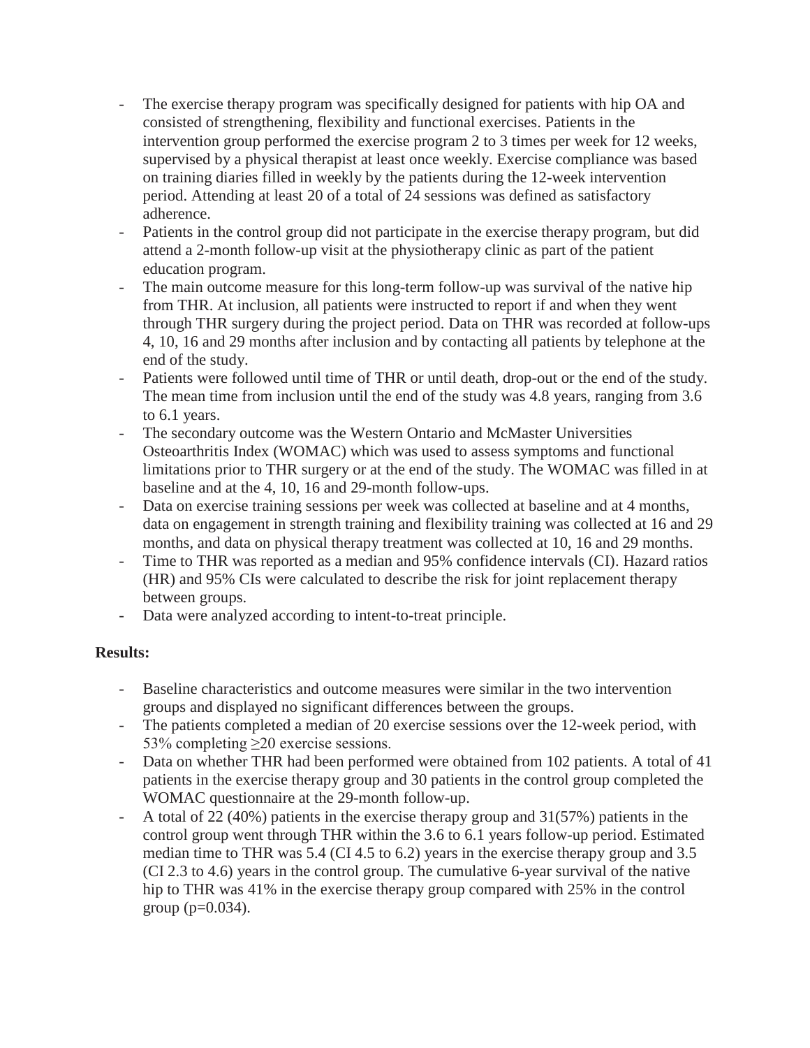- The exercise therapy program was specifically designed for patients with hip OA and consisted of strengthening, flexibility and functional exercises. Patients in the intervention group performed the exercise program 2 to 3 times per week for 12 weeks, supervised by a physical therapist at least once weekly. Exercise compliance was based on training diaries filled in weekly by the patients during the 12-week intervention period. Attending at least 20 of a total of 24 sessions was defined as satisfactory adherence.
- Patients in the control group did not participate in the exercise therapy program, but did attend a 2-month follow-up visit at the physiotherapy clinic as part of the patient education program.
- The main outcome measure for this long-term follow-up was survival of the native hip from THR. At inclusion, all patients were instructed to report if and when they went through THR surgery during the project period. Data on THR was recorded at follow-ups 4, 10, 16 and 29 months after inclusion and by contacting all patients by telephone at the end of the study.
- Patients were followed until time of THR or until death, drop-out or the end of the study. The mean time from inclusion until the end of the study was 4.8 years, ranging from 3.6 to 6.1 years.
- The secondary outcome was the Western Ontario and McMaster Universities Osteoarthritis Index (WOMAC) which was used to assess symptoms and functional limitations prior to THR surgery or at the end of the study. The WOMAC was filled in at baseline and at the 4, 10, 16 and 29-month follow-ups.
- Data on exercise training sessions per week was collected at baseline and at 4 months, data on engagement in strength training and flexibility training was collected at 16 and 29 months, and data on physical therapy treatment was collected at 10, 16 and 29 months.
- Time to THR was reported as a median and 95% confidence intervals (CI). Hazard ratios (HR) and 95% CIs were calculated to describe the risk for joint replacement therapy between groups.
- Data were analyzed according to intent-to-treat principle.

**Results:**

- Baseline characteristics and outcome measures were similar in the two intervention groups and displayed no significant differences between the groups.
- The patients completed a median of 20 exercise sessions over the 12-week period, with 53% completing ≥20 exercise sessions.
- Data on whether THR had been performed were obtained from 102 patients. A total of 41 patients in the exercise therapy group and 30 patients in the control group completed the WOMAC questionnaire at the 29-month follow-up.
- A total of 22 (40%) patients in the exercise therapy group and 31(57%) patients in the control group went through THR within the 3.6 to 6.1 years follow-up period. Estimated median time to THR was 5.4 (CI 4.5 to 6.2) years in the exercise therapy group and 3.5 (CI 2.3 to 4.6) years in the control group. The cumulative 6-year survival of the native hip to THR was 41% in the exercise therapy group compared with 25% in the control group ($p=0.034$).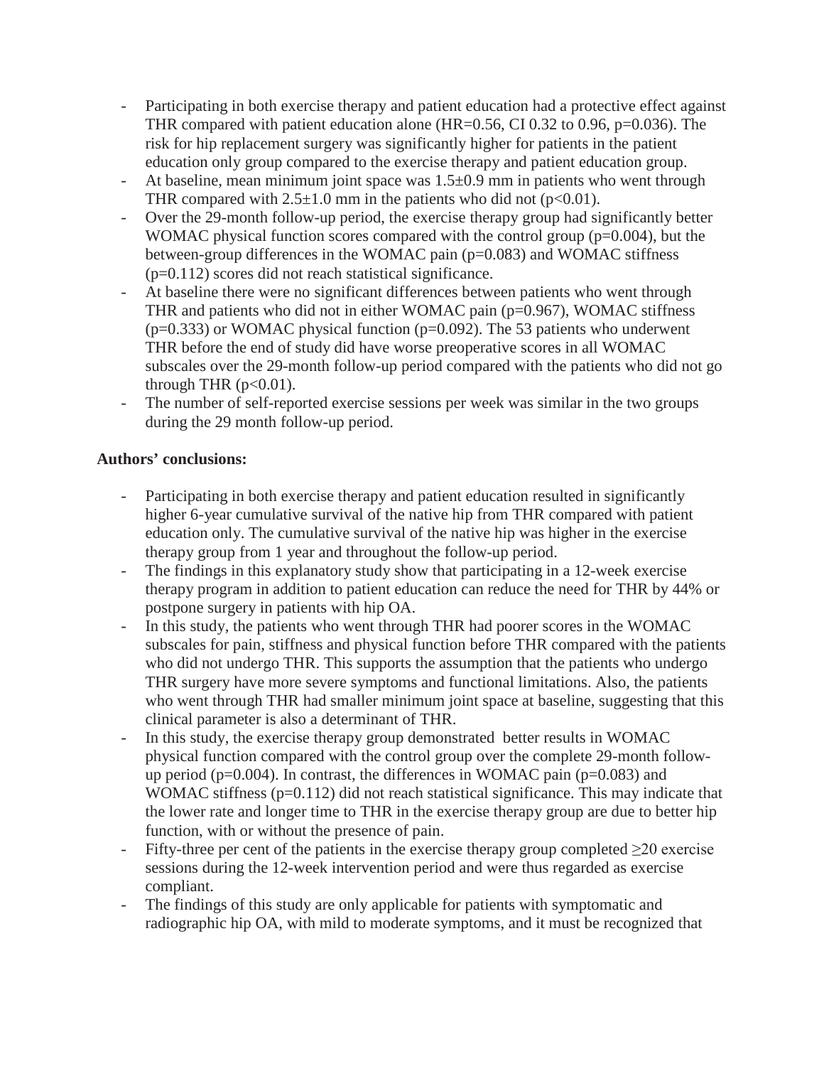- Participating in both exercise therapy and patient education had a protective effect against THR compared with patient education alone (HR=0.56, CI 0.32 to 0.96, p=0.036). The risk for hip replacement surgery was significantly higher for patients in the patient education only group compared to the exercise therapy and patient education group.
- At baseline, mean minimum joint space was 1.5±0.9 mm in patients who went through THR compared with 2.5±1.0 mm in the patients who did not (p<0.01).
- Over the 29-month follow-up period, the exercise therapy group had significantly better WOMAC physical function scores compared with the control group (p=0.004), but the between-group differences in the WOMAC pain (p=0.083) and WOMAC stiffness (p=0.112) scores did not reach statistical significance.
- At baseline there were no significant differences between patients who went through THR and patients who did not in either WOMAC pain (p=0.967), WOMAC stiffness (p=0.333) or WOMAC physical function (p=0.092). The 53 patients who underwent THR before the end of study did have worse preoperative scores in all WOMAC subscales over the 29-month follow-up period compared with the patients who did not go through THR (p<0.01).
- The number of self-reported exercise sessions per week was similar in the two groups during the 29 month follow-up period.

**Authors' conclusions:**

- Participating in both exercise therapy and patient education resulted in significantly higher 6-year cumulative survival of the native hip from THR compared with patient education only. The cumulative survival of the native hip was higher in the exercise therapy group from 1 year and throughout the follow-up period.
- The findings in this explanatory study show that participating in a 12-week exercise therapy program in addition to patient education can reduce the need for THR by 44% or postpone surgery in patients with hip OA.
- In this study, the patients who went through THR had poorer scores in the WOMAC subscales for pain, stiffness and physical function before THR compared with the patients who did not undergo THR. This supports the assumption that the patients who undergo THR surgery have more severe symptoms and functional limitations. Also, the patients who went through THR had smaller minimum joint space at baseline, suggesting that this clinical parameter is also a determinant of THR.
- In this study, the exercise therapy group demonstrated better results in WOMAC physical function compared with the control group over the complete 29-month follow-up period (p=0.004). In contrast, the differences in WOMAC pain (p=0.083) and WOMAC stiffness (p=0.112) did not reach statistical significance. This may indicate that the lower rate and longer time to THR in the exercise therapy group are due to better hip function, with or without the presence of pain.
- Fifty-three per cent of the patients in the exercise therapy group completed ≥20 exercise sessions during the 12-week intervention period and were thus regarded as exercise compliant.
- The findings of this study are only applicable for patients with symptomatic and radiographic hip OA, with mild to moderate symptoms, and it must be recognized that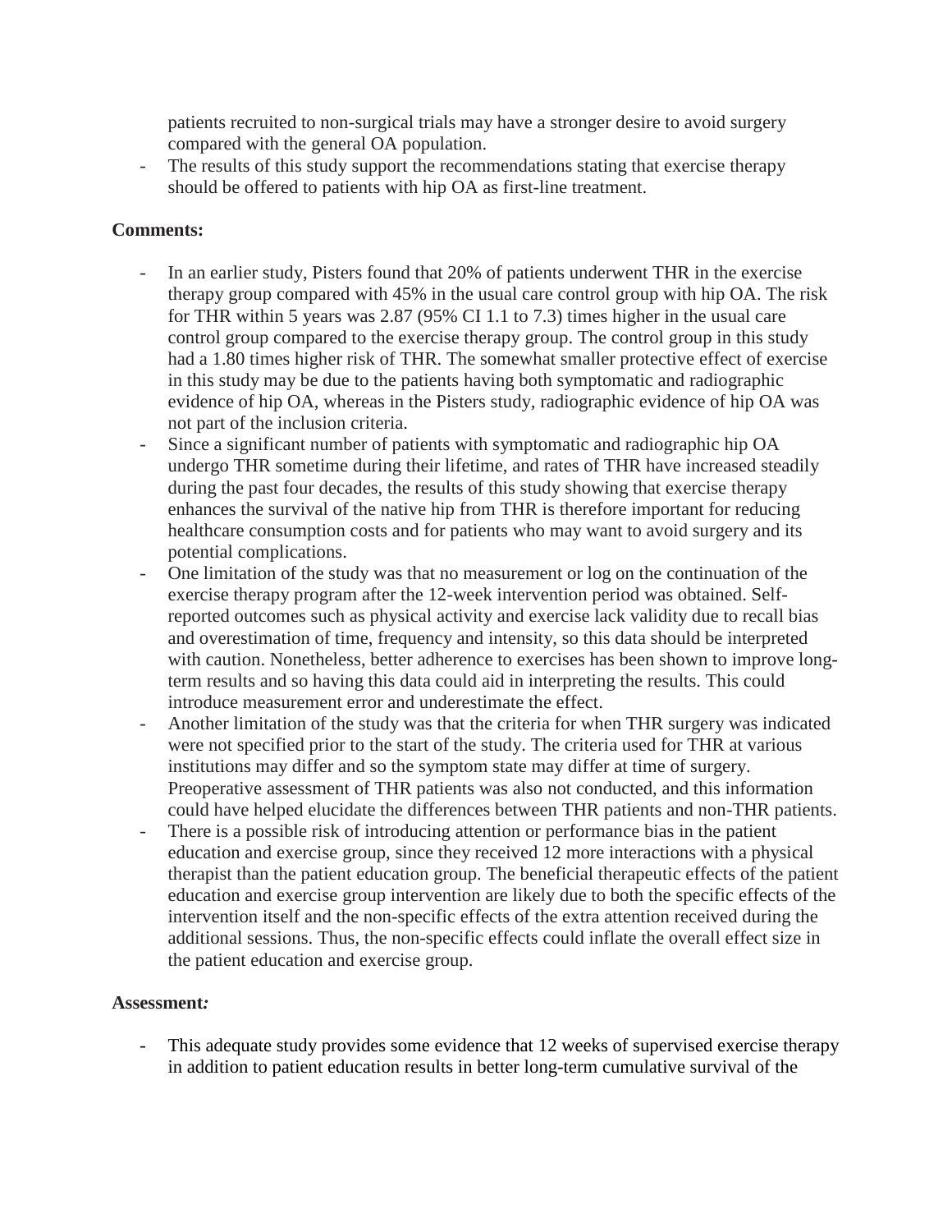patients recruited to non-surgical trials may have a stronger desire to avoid surgery compared with the general OA population.

- The results of this study support the recommendations stating that exercise therapy should be offered to patients with hip OA as first-line treatment.

**Comments:**

- In an earlier study, Pisters found that 20% of patients underwent THR in the exercise therapy group compared with 45% in the usual care control group with hip OA. The risk for THR within 5 years was 2.87 (95% CI 1.1 to 7.3) times higher in the usual care control group compared to the exercise therapy group. The control group in this study had a 1.80 times higher risk of THR. The somewhat smaller protective effect of exercise in this study may be due to the patients having both symptomatic and radiographic evidence of hip OA, whereas in the Pisters study, radiographic evidence of hip OA was not part of the inclusion criteria.
- Since a significant number of patients with symptomatic and radiographic hip OA undergo THR sometime during their lifetime, and rates of THR have increased steadily during the past four decades, the results of this study showing that exercise therapy enhances the survival of the native hip from THR is therefore important for reducing healthcare consumption costs and for patients who may want to avoid surgery and its potential complications.
- One limitation of the study was that no measurement or log on the continuation of the exercise therapy program after the 12-week intervention period was obtained. Self-reported outcomes such as physical activity and exercise lack validity due to recall bias and overestimation of time, frequency and intensity, so this data should be interpreted with caution. Nonetheless, better adherence to exercises has been shown to improve long-term results and so having this data could aid in interpreting the results. This could introduce measurement error and underestimate the effect.
- Another limitation of the study was that the criteria for when THR surgery was indicated were not specified prior to the start of the study. The criteria used for THR at various institutions may differ and so the symptom state may differ at time of surgery. Preoperative assessment of THR patients was also not conducted, and this information could have helped elucidate the differences between THR patients and non-THR patients.
- There is a possible risk of introducing attention or performance bias in the patient education and exercise group, since they received 12 more interactions with a physical therapist than the patient education group. The beneficial therapeutic effects of the patient education and exercise group intervention are likely due to both the specific effects of the intervention itself and the non-specific effects of the extra attention received during the additional sessions. Thus, the non-specific effects could inflate the overall effect size in the patient education and exercise group.

**Assessment*:***

- This adequate study provides some evidence that 12 weeks of supervised exercise therapy in addition to patient education results in better long-term cumulative survival of the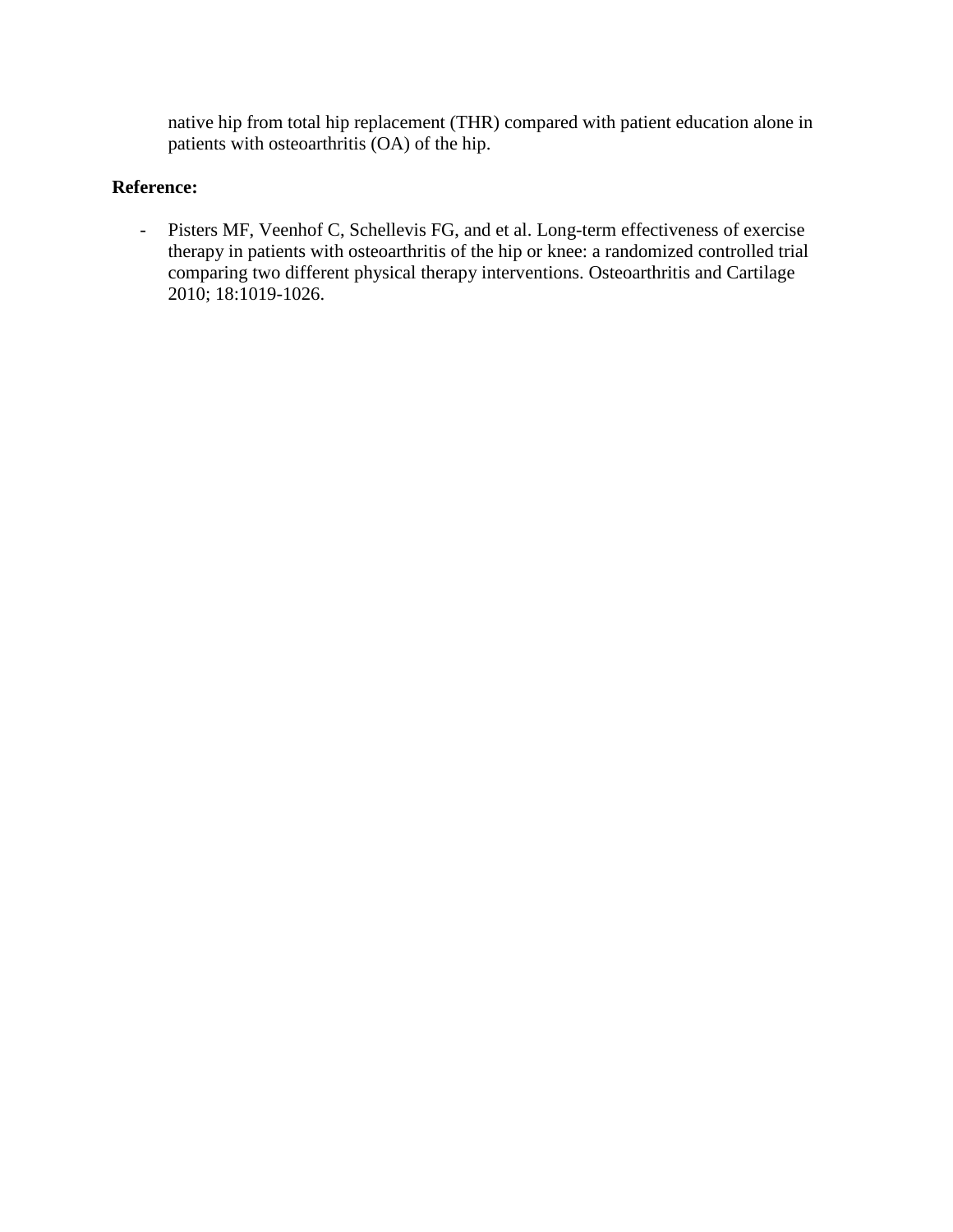native hip from total hip replacement (THR) compared with patient education alone in patients with osteoarthritis (OA) of the hip.

**Reference:**

- Pisters MF, Veenhof C, Schellevis FG, and et al. Long-term effectiveness of exercise therapy in patients with osteoarthritis of the hip or knee: a randomized controlled trial comparing two different physical therapy interventions. Osteoarthritis and Cartilage 2010; 18:1019-1026.